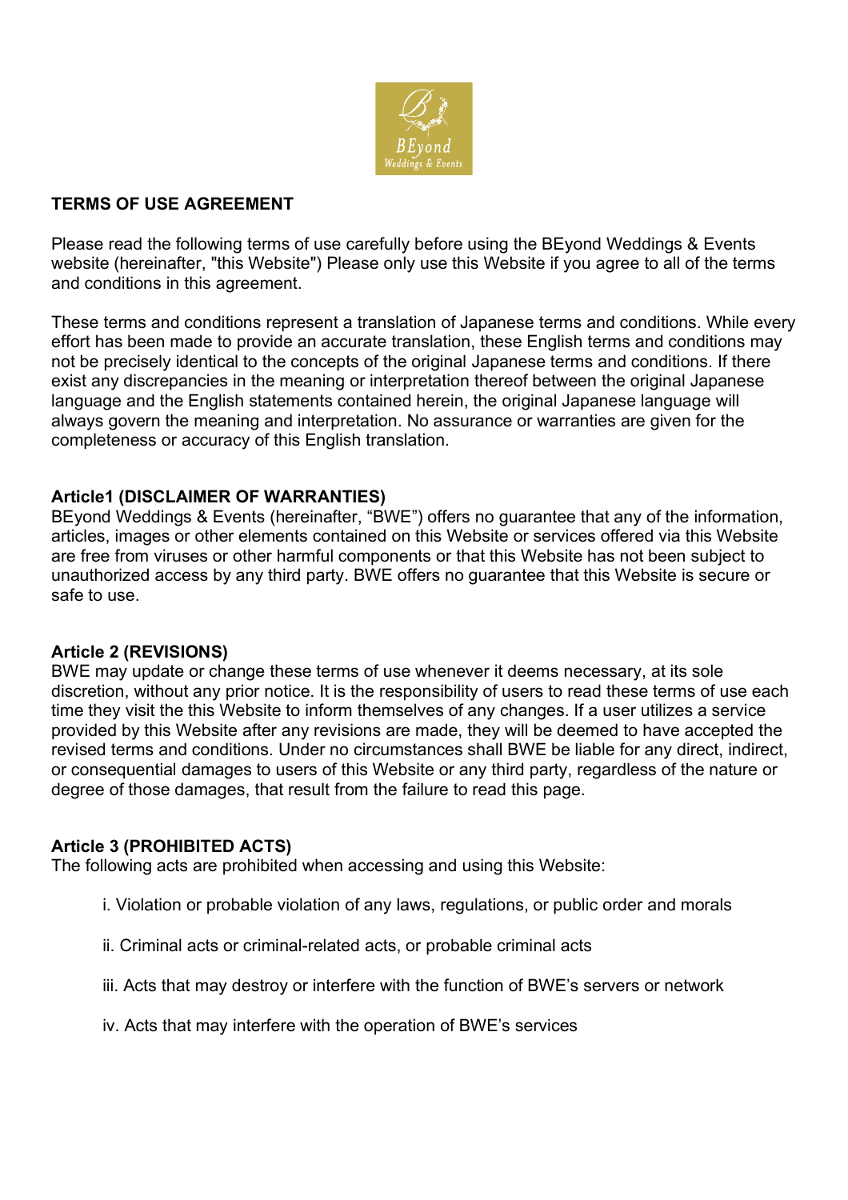**TERMS OF USE AGREEMENT**

Please read the following terms of use carefully before using the BEyond Weddings & Events website (hereinafter, "this Website") Please only use this Website if you agree to all of the terms and conditions in this agreement.

These terms and conditions represent a translation of Japanese terms and conditions. While every effort has been made to provide an accurate translation, these English terms and conditions may not be precisely identical to the concepts of the original Japanese terms and conditions. If there exist any discrepancies in the meaning or interpretation thereof between the original Japanese language and the English statements contained herein, the original Japanese language will always govern the meaning and interpretation. No assurance or warranties are given for the completeness or accuracy of this English translation.

**Article1 (DISCLAIMER OF WARRANTIES)**

BEyond Weddings & Events (hereinafter, "BWE") offers no guarantee that any of the information, articles, images or other elements contained on this Website or services offered via this Website are free from viruses or other harmful components or that this Website has not been subject to unauthorized access by any third party. BWE offers no guarantee that this Website is secure or safe to use.

**Article 2 (REVISIONS)**

BWE may update or change these terms of use whenever it deems necessary, at its sole discretion, without any prior notice. It is the responsibility of users to read these terms of use each time they visit the this Website to inform themselves of any changes. If a user utilizes a service provided by this Website after any revisions are made, they will be deemed to have accepted the revised terms and conditions. Under no circumstances shall BWE be liable for any direct, indirect, or consequential damages to users of this Website or any third party, regardless of the nature or degree of those damages, that result from the failure to read this page.

**Article 3 (PROHIBITED ACTS)**

The following acts are prohibited when accessing and using this Website:

i. Violation or probable violation of any laws, regulations, or public order and morals

ii. Criminal acts or criminal-related acts, or probable criminal acts

iii. Acts that may destroy or interfere with the function of BWE's servers or network

iv. Acts that may interfere with the operation of BWE's services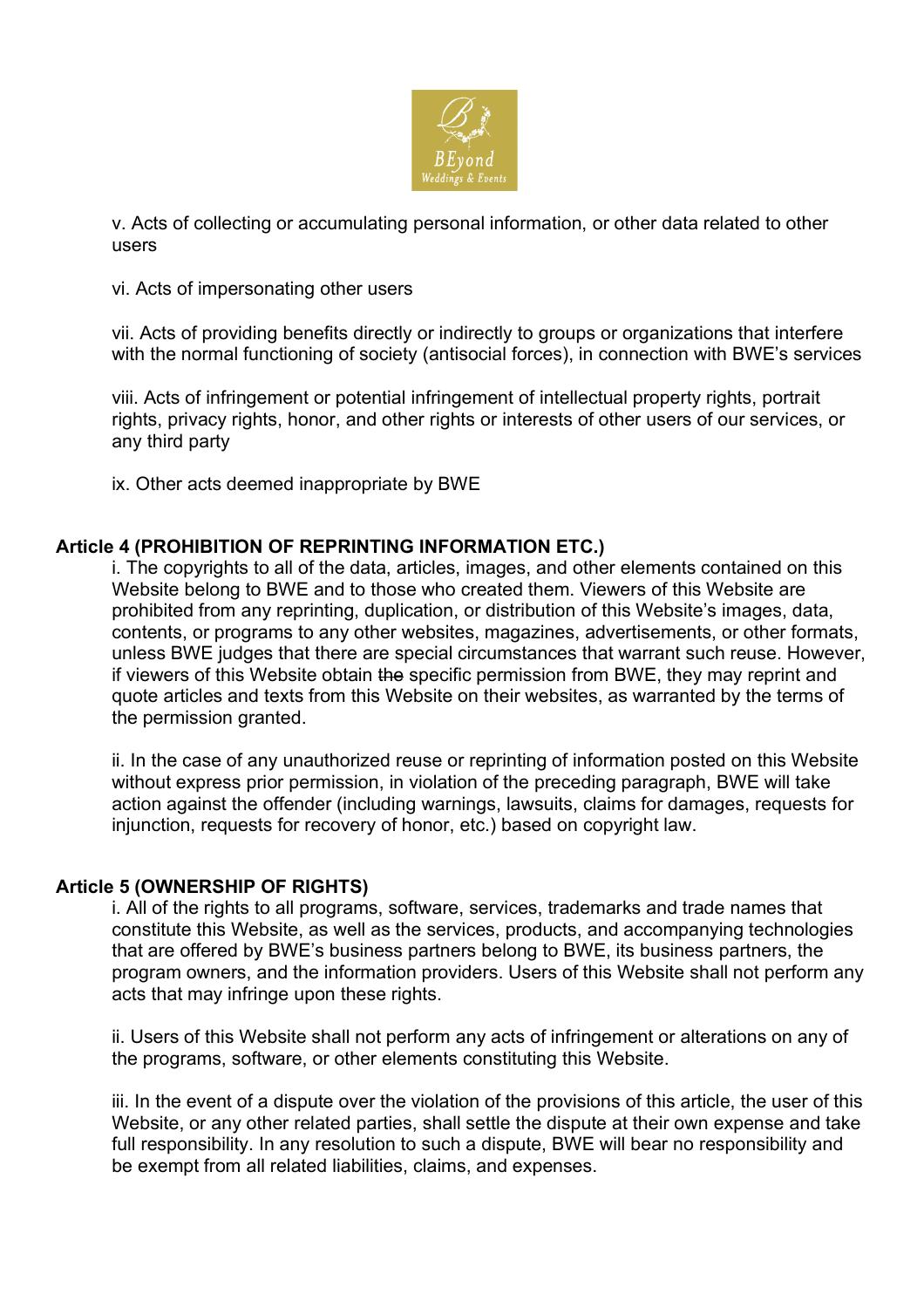v. Acts of collecting or accumulating personal information, or other data related to other users

vi. Acts of impersonating other users

vii. Acts of providing benefits directly or indirectly to groups or organizations that interfere with the normal functioning of society (antisocial forces), in connection with BWE's services

viii. Acts of infringement or potential infringement of intellectual property rights, portrait rights, privacy rights, honor, and other rights or interests of other users of our services, or any third party

ix. Other acts deemed inappropriate by BWE

**Article 4 (PROHIBITION OF REPRINTING INFORMATION ETC.)**

i. The copyrights to all of the data, articles, images, and other elements contained on this Website belong to BWE and to those who created them. Viewers of this Website are prohibited from any reprinting, duplication, or distribution of this Website's images, data, contents, or programs to any other websites, magazines, advertisements, or other formats, unless BWE judges that there are special circumstances that warrant such reuse. However, if viewers of this Website obtain ~~the~~ specific permission from BWE, they may reprint and quote articles and texts from this Website on their websites, as warranted by the terms of the permission granted.

ii. In the case of any unauthorized reuse or reprinting of information posted on this Website without express prior permission, in violation of the preceding paragraph, BWE will take action against the offender (including warnings, lawsuits, claims for damages, requests for injunction, requests for recovery of honor, etc.) based on copyright law.

**Article 5 (OWNERSHIP OF RIGHTS)**

i. All of the rights to all programs, software, services, trademarks and trade names that constitute this Website, as well as the services, products, and accompanying technologies that are offered by BWE's business partners belong to BWE, its business partners, the program owners, and the information providers. Users of this Website shall not perform any acts that may infringe upon these rights.

ii. Users of this Website shall not perform any acts of infringement or alterations on any of the programs, software, or other elements constituting this Website.

iii. In the event of a dispute over the violation of the provisions of this article, the user of this Website, or any other related parties, shall settle the dispute at their own expense and take full responsibility. In any resolution to such a dispute, BWE will bear no responsibility and be exempt from all related liabilities, claims, and expenses.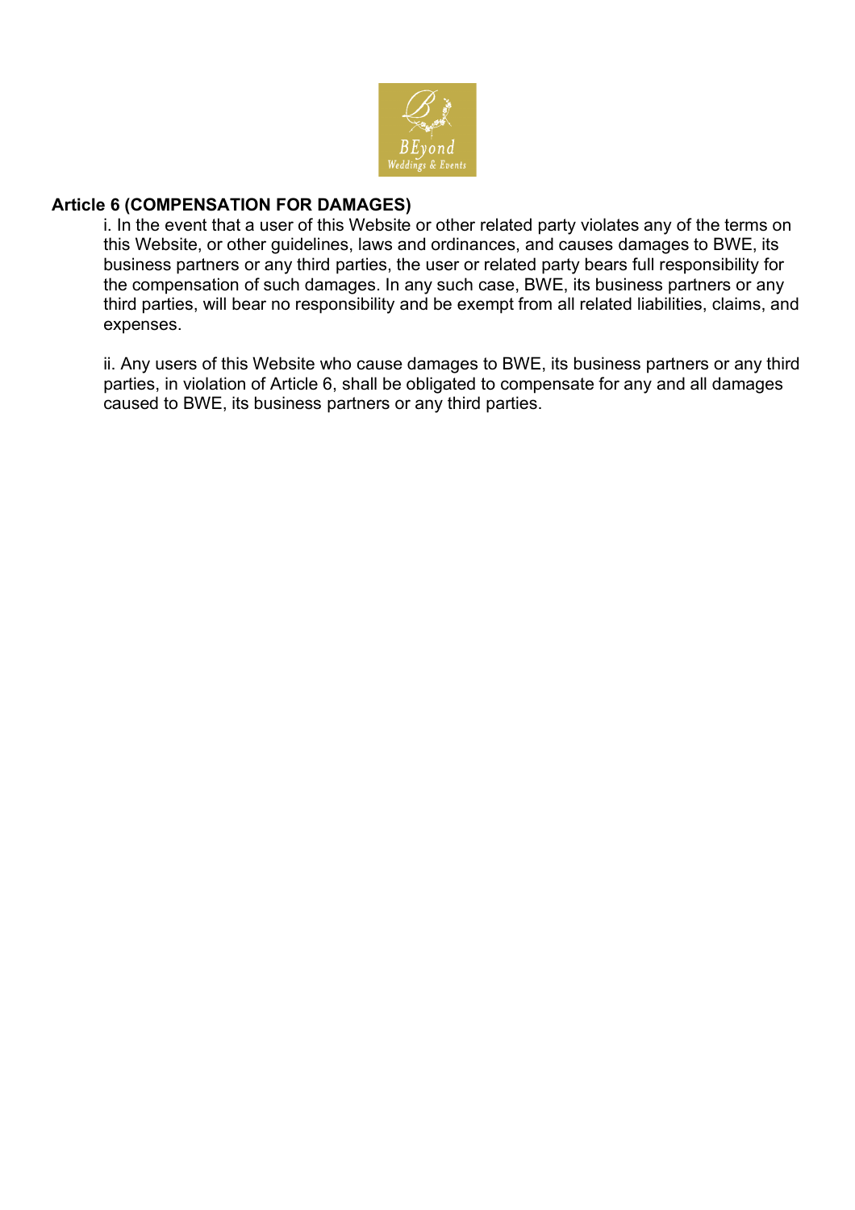**Article 6 (COMPENSATION FOR DAMAGES)**

i. In the event that a user of this Website or other related party violates any of the terms on this Website, or other guidelines, laws and ordinances, and causes damages to BWE, its business partners or any third parties, the user or related party bears full responsibility for the compensation of such damages. In any such case, BWE, its business partners or any third parties, will bear no responsibility and be exempt from all related liabilities, claims, and expenses.

ii. Any users of this Website who cause damages to BWE, its business partners or any third parties, in violation of Article 6, shall be obligated to compensate for any and all damages caused to BWE, its business partners or any third parties.